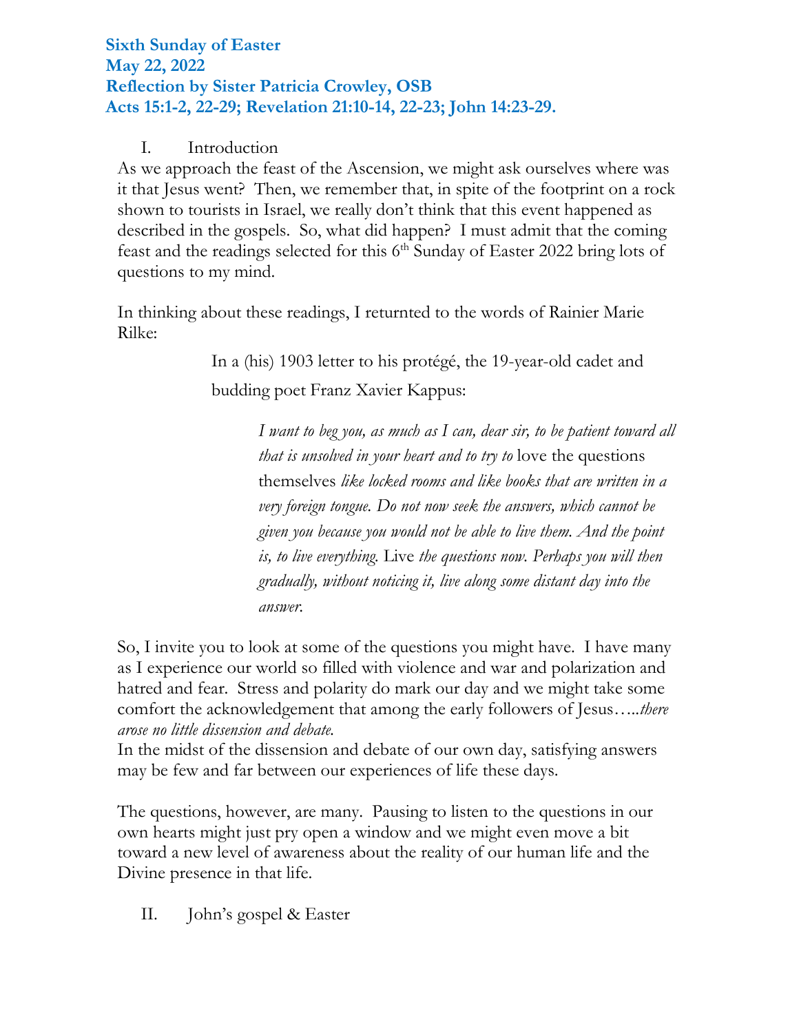**Sixth Sunday of Easter**
**May 22, 2022**
**Reflection by Sister Patricia Crowley, OSB**
**Acts 15:1-2, 22-29; Revelation 21:10-14, 22-23; John 14:23-29.**

I. Introduction

As we approach the feast of the Ascension, we might ask ourselves where was it that Jesus went? Then, we remember that, in spite of the footprint on a rock shown to tourists in Israel, we really don't think that this event happened as described in the gospels. So, what did happen? I must admit that the coming feast and the readings selected for this 6th Sunday of Easter 2022 bring lots of questions to my mind.

In thinking about these readings, I returnted to the words of Rainier Marie Rilke:

> In a (his) 1903 letter to his protégé, the 19-year-old cadet and budding poet Franz Xavier Kappus:
>
> > *I want to beg you, as much as I can, dear sir, to be patient toward all that is unsolved in your heart and to try to* love the questions themselves *like locked rooms and like books that are written in a very foreign tongue. Do not now seek the answers, which cannot be given you because you would not be able to live them. And the point is, to live everything.* Live *the questions now. Perhaps you will then gradually, without noticing it, live along some distant day into the answer.*

So, I invite you to look at some of the questions you might have. I have many as I experience our world so filled with violence and war and polarization and hatred and fear. Stress and polarity do mark our day and we might take some comfort the acknowledgement that among the early followers of Jesus…..*there arose no little dissension and debate.*

In the midst of the dissension and debate of our own day, satisfying answers may be few and far between our experiences of life these days.

The questions, however, are many. Pausing to listen to the questions in our own hearts might just pry open a window and we might even move a bit toward a new level of awareness about the reality of our human life and the Divine presence in that life.

II. John's gospel & Easter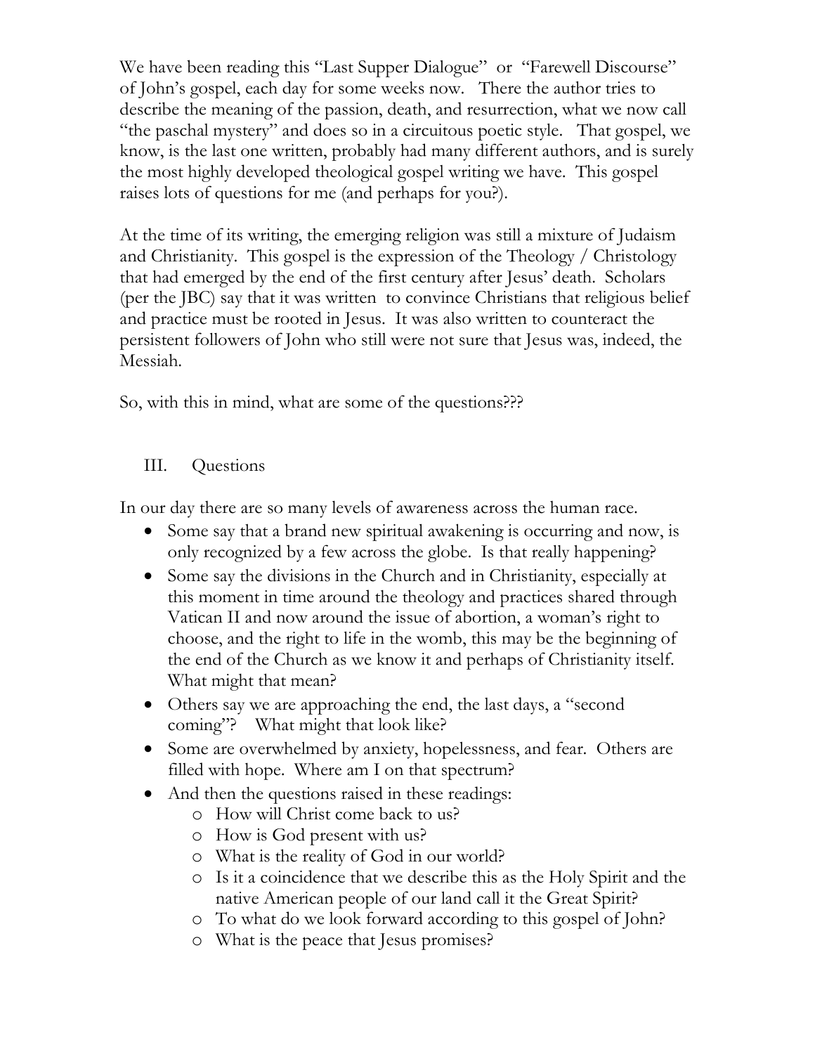We have been reading this "Last Supper Dialogue" or "Farewell Discourse" of John's gospel, each day for some weeks now. There the author tries to describe the meaning of the passion, death, and resurrection, what we now call "the paschal mystery" and does so in a circuitous poetic style. That gospel, we know, is the last one written, probably had many different authors, and is surely the most highly developed theological gospel writing we have. This gospel raises lots of questions for me (and perhaps for you?).

At the time of its writing, the emerging religion was still a mixture of Judaism and Christianity. This gospel is the expression of the Theology / Christology that had emerged by the end of the first century after Jesus' death. Scholars (per the JBC) say that it was written to convince Christians that religious belief and practice must be rooted in Jesus. It was also written to counteract the persistent followers of John who still were not sure that Jesus was, indeed, the Messiah.

So, with this in mind, what are some of the questions???

## III. Questions

In our day there are so many levels of awareness across the human race.

- Some say that a brand new spiritual awakening is occurring and now, is only recognized by a few across the globe. Is that really happening?
- Some say the divisions in the Church and in Christianity, especially at this moment in time around the theology and practices shared through Vatican II and now around the issue of abortion, a woman's right to choose, and the right to life in the womb, this may be the beginning of the end of the Church as we know it and perhaps of Christianity itself. What might that mean?
- Others say we are approaching the end, the last days, a "second coming"? What might that look like?
- Some are overwhelmed by anxiety, hopelessness, and fear. Others are filled with hope. Where am I on that spectrum?
- And then the questions raised in these readings:
  - How will Christ come back to us?
  - How is God present with us?
  - What is the reality of God in our world?
  - Is it a coincidence that we describe this as the Holy Spirit and the native American people of our land call it the Great Spirit?
  - To what do we look forward according to this gospel of John?
  - What is the peace that Jesus promises?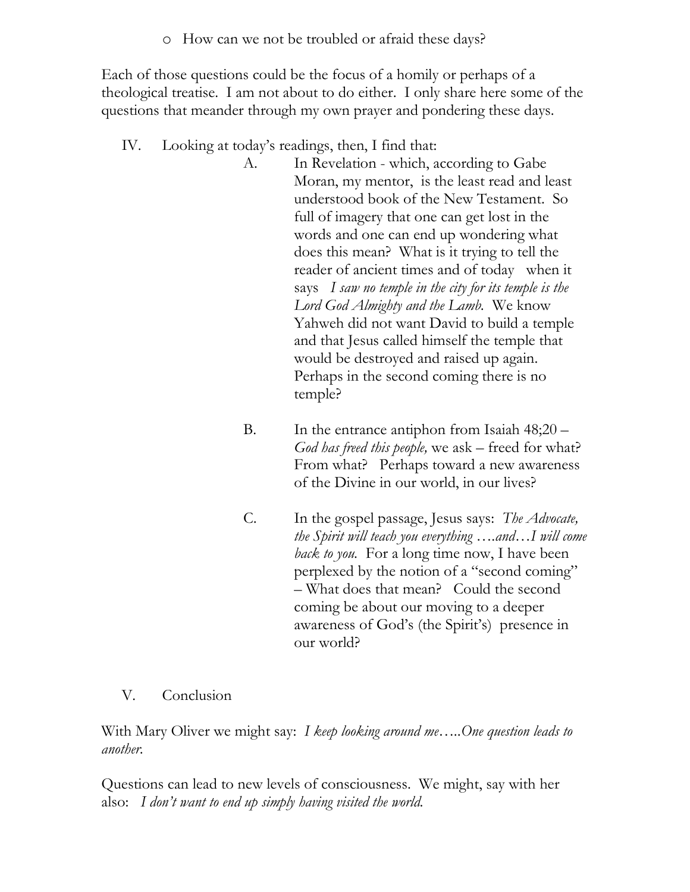- How can we not be troubled or afraid these days?

Each of those questions could be the focus of a homily or perhaps of a theological treatise. I am not about to do either. I only share here some of the questions that meander through my own prayer and pondering these days.

IV. Looking at today's readings, then, I find that:

A. In Revelation - which, according to Gabe Moran, my mentor, is the least read and least understood book of the New Testament. So full of imagery that one can get lost in the words and one can end up wondering what does this mean? What is it trying to tell the reader of ancient times and of today when it says *I saw no temple in the city for its temple is the Lord God Almighty and the Lamb.* We know Yahweh did not want David to build a temple and that Jesus called himself the temple that would be destroyed and raised up again. Perhaps in the second coming there is no temple?

B. In the entrance antiphon from Isaiah 48;20 – *God has freed this people,* we ask – freed for what? From what? Perhaps toward a new awareness of the Divine in our world, in our lives?

C. In the gospel passage, Jesus says: *The Advocate, the Spirit will teach you everything ….and…I will come back to you.* For a long time now, I have been perplexed by the notion of a "second coming" – What does that mean? Could the second coming be about our moving to a deeper awareness of God's (the Spirit's) presence in our world?

V. Conclusion

With Mary Oliver we might say: *I keep looking around me…..One question leads to another.*

Questions can lead to new levels of consciousness. We might, say with her also: *I don't want to end up simply having visited the world.*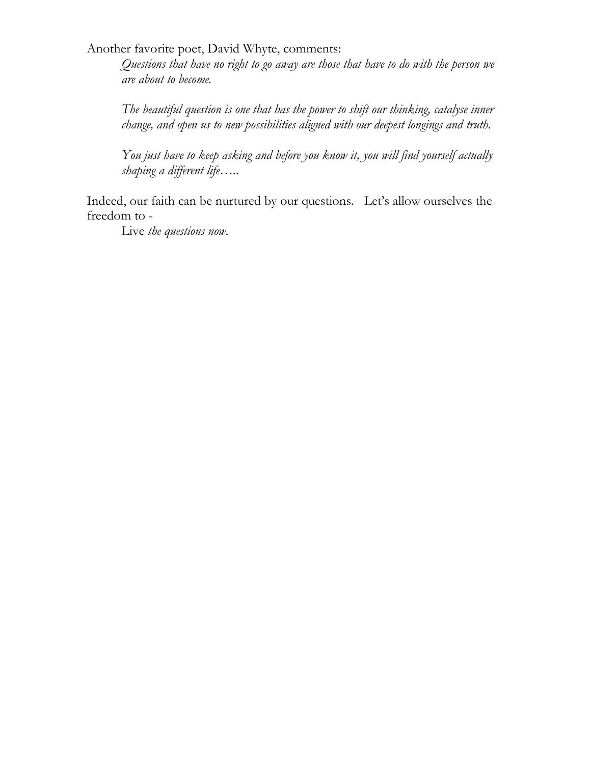Another favorite poet, David Whyte, comments:

> *Questions that have no right to go away are those that have to do with the person we are about to become.*
>
> *The beautiful question is one that has the power to shift our thinking, catalyse inner change, and open us to new possibilities aligned with our deepest longings and truth.*
>
> *You just have to keep asking and before you know it, you will find yourself actually shaping a different life…..*

Indeed, our faith can be nurtured by our questions. Let's allow ourselves the freedom to -

> Live *the questions now.*